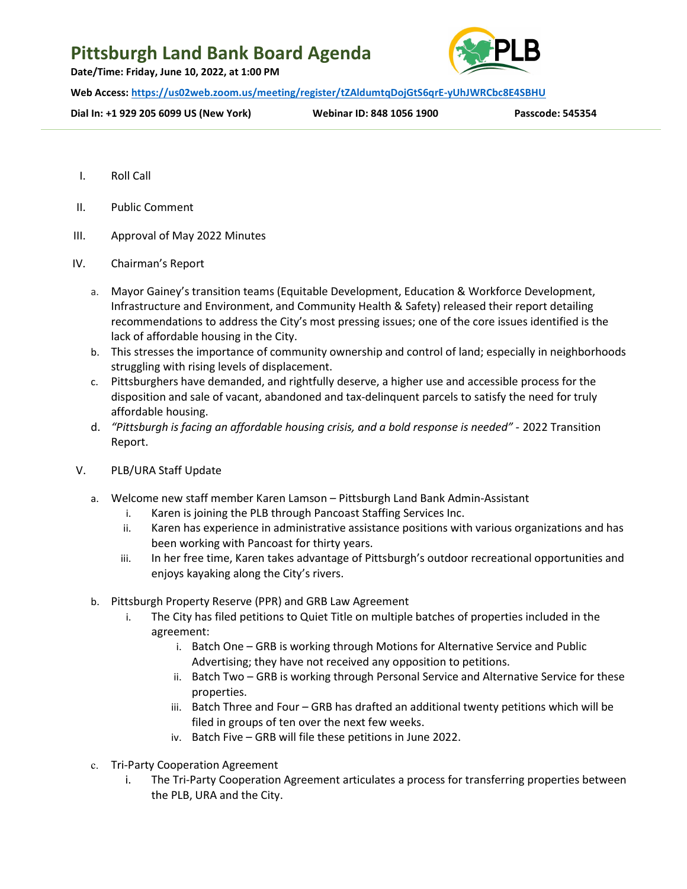# Pittsburgh Land Bank Board Agenda

**Date/Time: Friday, June 10, 2022, at 1:00 PM**

**Web Access: https://us02web.zoom.us/meeting/register/tZAldumtqDojGtS6qrE-yUhJWRCbc8E4SBHU**

**Dial In: +1 929 205 6099 US (New York)** **Webinar ID: 848 1056 1900** **Passcode: 545354**

I. Roll Call

II. Public Comment

III. Approval of May 2022 Minutes

IV. Chairman's Report

   a. Mayor Gainey's transition teams (Equitable Development, Education & Workforce Development, Infrastructure and Environment, and Community Health & Safety) released their report detailing recommendations to address the City's most pressing issues; one of the core issues identified is the lack of affordable housing in the City.
   b. This stresses the importance of community ownership and control of land; especially in neighborhoods struggling with rising levels of displacement.
   c. Pittsburghers have demanded, and rightfully deserve, a higher use and accessible process for the disposition and sale of vacant, abandoned and tax-delinquent parcels to satisfy the need for truly affordable housing.
   d. *"Pittsburgh is facing an affordable housing crisis, and a bold response is needed"* - 2022 Transition Report.

V. PLB/URA Staff Update

   a. Welcome new staff member Karen Lamson – Pittsburgh Land Bank Admin-Assistant
      i. Karen is joining the PLB through Pancoast Staffing Services Inc.
      ii. Karen has experience in administrative assistance positions with various organizations and has been working with Pancoast for thirty years.
      iii. In her free time, Karen takes advantage of Pittsburgh's outdoor recreational opportunities and enjoys kayaking along the City's rivers.

   b. Pittsburgh Property Reserve (PPR) and GRB Law Agreement
      i. The City has filed petitions to Quiet Title on multiple batches of properties included in the agreement:
         i. Batch One – GRB is working through Motions for Alternative Service and Public Advertising; they have not received any opposition to petitions.
         ii. Batch Two – GRB is working through Personal Service and Alternative Service for these properties.
         iii. Batch Three and Four – GRB has drafted an additional twenty petitions which will be filed in groups of ten over the next few weeks.
         iv. Batch Five – GRB will file these petitions in June 2022.

   c. Tri-Party Cooperation Agreement
      i. The Tri-Party Cooperation Agreement articulates a process for transferring properties between the PLB, URA and the City.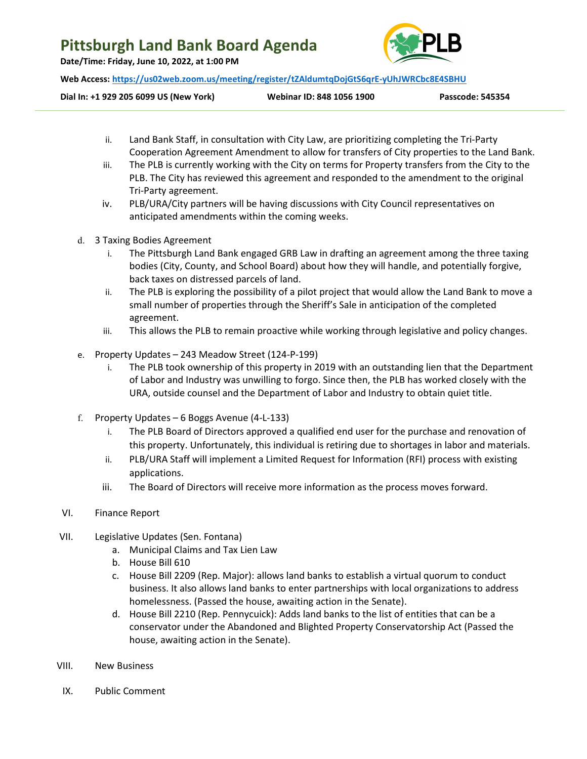ii. Land Bank Staff, in consultation with City Law, are prioritizing completing the Tri-Party Cooperation Agreement Amendment to allow for transfers of City properties to the Land Bank.

iii. The PLB is currently working with the City on terms for Property transfers from the City to the PLB. The City has reviewed this agreement and responded to the amendment to the original Tri-Party agreement.

iv. PLB/URA/City partners will be having discussions with City Council representatives on anticipated amendments within the coming weeks.

d. 3 Taxing Bodies Agreement

   i. The Pittsburgh Land Bank engaged GRB Law in drafting an agreement among the three taxing bodies (City, County, and School Board) about how they will handle, and potentially forgive, back taxes on distressed parcels of land.

   ii. The PLB is exploring the possibility of a pilot project that would allow the Land Bank to move a small number of properties through the Sheriff's Sale in anticipation of the completed agreement.

   iii. This allows the PLB to remain proactive while working through legislative and policy changes.

e. Property Updates – 243 Meadow Street (124-P-199)

   i. The PLB took ownership of this property in 2019 with an outstanding lien that the Department of Labor and Industry was unwilling to forgo. Since then, the PLB has worked closely with the URA, outside counsel and the Department of Labor and Industry to obtain quiet title.

f. Property Updates – 6 Boggs Avenue (4-L-133)

   i. The PLB Board of Directors approved a qualified end user for the purchase and renovation of this property. Unfortunately, this individual is retiring due to shortages in labor and materials.

   ii. PLB/URA Staff will implement a Limited Request for Information (RFI) process with existing applications.

   iii. The Board of Directors will receive more information as the process moves forward.

VI. Finance Report

VII. Legislative Updates (Sen. Fontana)

   a. Municipal Claims and Tax Lien Law
   b. House Bill 610
   c. House Bill 2209 (Rep. Major): allows land banks to establish a virtual quorum to conduct business. It also allows land banks to enter partnerships with local organizations to address homelessness. (Passed the house, awaiting action in the Senate).
   d. House Bill 2210 (Rep. Pennycuick): Adds land banks to the list of entities that can be a conservator under the Abandoned and Blighted Property Conservatorship Act (Passed the house, awaiting action in the Senate).

VIII. New Business

IX. Public Comment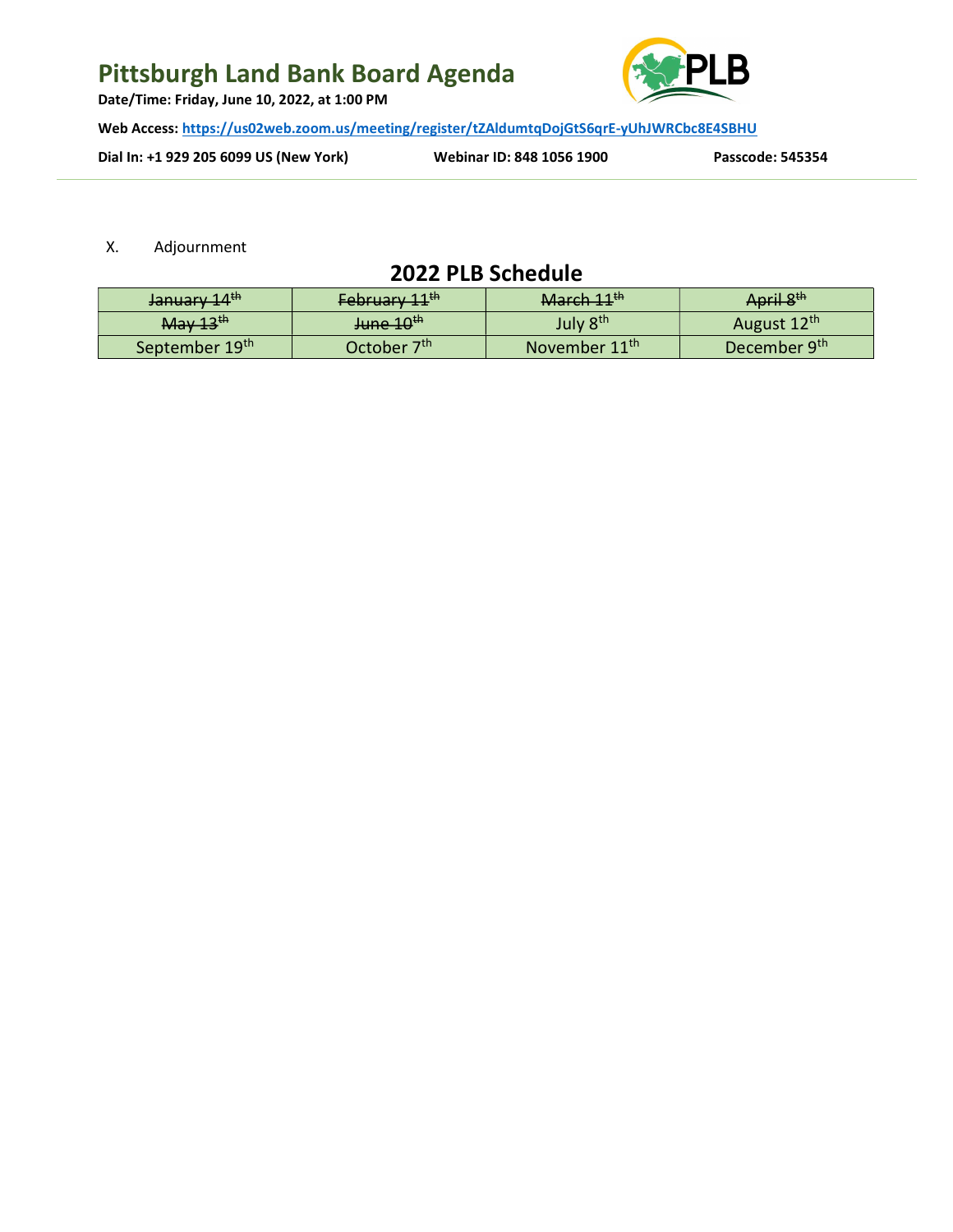# Pittsburgh Land Bank Board Agenda

**Date/Time: Friday, June 10, 2022, at 1:00 PM**

**Web Access: https://us02web.zoom.us/meeting/register/tZAldumtqDojGtS6qrE-yUhJWRCbc8E4SBHU**

**Dial In: +1 929 205 6099 US (New York)** **Webinar ID: 848 1056 1900** **Passcode: 545354**

X. Adjournment

## 2022 PLB Schedule

| | | | |
|---|---|---|---|
| ~~January 14th~~ | ~~February 11th~~ | ~~March 11th~~ | ~~April 8th~~ |
| ~~May 13th~~ | ~~June 10th~~ | July 8th | August 12th |
| September 19th | October 7th | November 11th | December 9th |